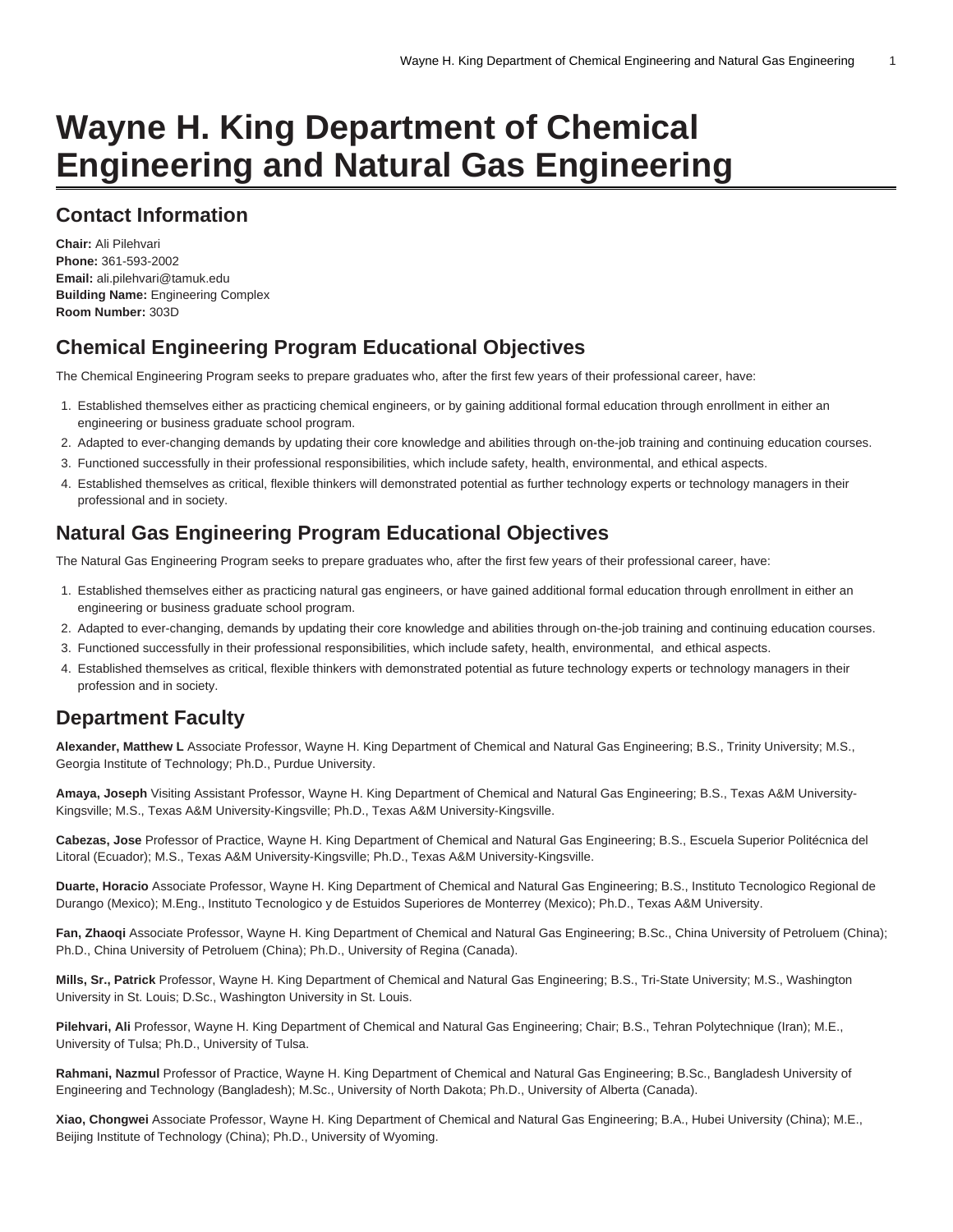# Wayne H. King Department of Chemical Engineering and Natural Gas Engineering

## Contact Information

**Chair:** Ali Pilehvari
**Phone:** 361-593-2002
**Email:** ali.pilehvari@tamuk.edu
**Building Name:** Engineering Complex
**Room Number:** 303D

## Chemical Engineering Program Educational Objectives

The Chemical Engineering Program seeks to prepare graduates who, after the first few years of their professional career, have:

1. Established themselves either as practicing chemical engineers, or by gaining additional formal education through enrollment in either an engineering or business graduate school program.
2. Adapted to ever-changing demands by updating their core knowledge and abilities through on-the-job training and continuing education courses.
3. Functioned successfully in their professional responsibilities, which include safety, health, environmental, and ethical aspects.
4. Established themselves as critical, flexible thinkers will demonstrated potential as further technology experts or technology managers in their professional and in society.

## Natural Gas Engineering Program Educational Objectives

The Natural Gas Engineering Program seeks to prepare graduates who, after the first few years of their professional career, have:

1. Established themselves either as practicing natural gas engineers, or have gained additional formal education through enrollment in either an engineering or business graduate school program.
2. Adapted to ever-changing, demands by updating their core knowledge and abilities through on-the-job training and continuing education courses.
3. Functioned successfully in their professional responsibilities, which include safety, health, environmental, and ethical aspects.
4. Established themselves as critical, flexible thinkers with demonstrated potential as future technology experts or technology managers in their profession and in society.

## Department Faculty

**Alexander, Matthew L** Associate Professor, Wayne H. King Department of Chemical and Natural Gas Engineering; B.S., Trinity University; M.S., Georgia Institute of Technology; Ph.D., Purdue University.

**Amaya, Joseph** Visiting Assistant Professor, Wayne H. King Department of Chemical and Natural Gas Engineering; B.S., Texas A&M University-Kingsville; M.S., Texas A&M University-Kingsville; Ph.D., Texas A&M University-Kingsville.

**Cabezas, Jose** Professor of Practice, Wayne H. King Department of Chemical and Natural Gas Engineering; B.S., Escuela Superior Politécnica del Litoral (Ecuador); M.S., Texas A&M University-Kingsville; Ph.D., Texas A&M University-Kingsville.

**Duarte, Horacio** Associate Professor, Wayne H. King Department of Chemical and Natural Gas Engineering; B.S., Instituto Tecnologico Regional de Durango (Mexico); M.Eng., Instituto Tecnologico y de Estuidos Superiores de Monterrey (Mexico); Ph.D., Texas A&M University.

**Fan, Zhaoqi** Associate Professor, Wayne H. King Department of Chemical and Natural Gas Engineering; B.Sc., China University of Petroluem (China); Ph.D., China University of Petroluem (China); Ph.D., University of Regina (Canada).

**Mills, Sr., Patrick** Professor, Wayne H. King Department of Chemical and Natural Gas Engineering; B.S., Tri-State University; M.S., Washington University in St. Louis; D.Sc., Washington University in St. Louis.

**Pilehvari, Ali** Professor, Wayne H. King Department of Chemical and Natural Gas Engineering; Chair; B.S., Tehran Polytechnique (Iran); M.E., University of Tulsa; Ph.D., University of Tulsa.

**Rahmani, Nazmul** Professor of Practice, Wayne H. King Department of Chemical and Natural Gas Engineering; B.Sc., Bangladesh University of Engineering and Technology (Bangladesh); M.Sc., University of North Dakota; Ph.D., University of Alberta (Canada).

**Xiao, Chongwei** Associate Professor, Wayne H. King Department of Chemical and Natural Gas Engineering; B.A., Hubei University (China); M.E., Beijing Institute of Technology (China); Ph.D., University of Wyoming.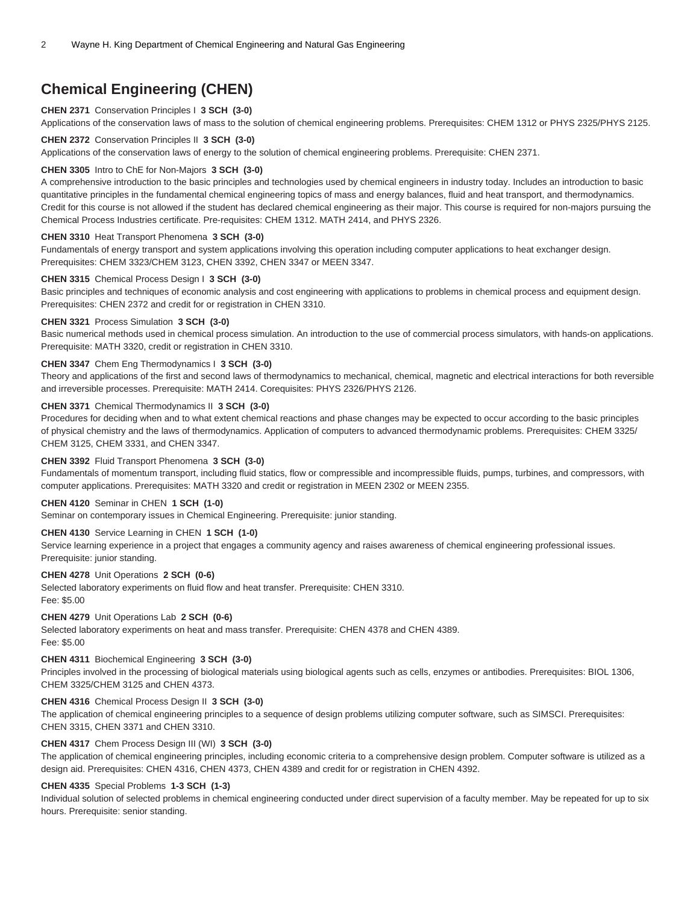## Chemical Engineering (CHEN)

**CHEN 2371** Conservation Principles I **3 SCH (3-0)**
Applications of the conservation laws of mass to the solution of chemical engineering problems. Prerequisites: CHEM 1312 or PHYS 2325/PHYS 2125.

**CHEN 2372** Conservation Principles II **3 SCH (3-0)**
Applications of the conservation laws of energy to the solution of chemical engineering problems. Prerequisite: CHEN 2371.

**CHEN 3305** Intro to ChE for Non-Majors **3 SCH (3-0)**
A comprehensive introduction to the basic principles and technologies used by chemical engineers in industry today. Includes an introduction to basic quantitative principles in the fundamental chemical engineering topics of mass and energy balances, fluid and heat transport, and thermodynamics. Credit for this course is not allowed if the student has declared chemical engineering as their major. This course is required for non-majors pursuing the Chemical Process Industries certificate. Pre-requisites: CHEM 1312. MATH 2414, and PHYS 2326.

**CHEN 3310** Heat Transport Phenomena **3 SCH (3-0)**
Fundamentals of energy transport and system applications involving this operation including computer applications to heat exchanger design. Prerequisites: CHEM 3323/CHEM 3123, CHEN 3392, CHEN 3347 or MEEN 3347.

**CHEN 3315** Chemical Process Design I **3 SCH (3-0)**
Basic principles and techniques of economic analysis and cost engineering with applications to problems in chemical process and equipment design. Prerequisites: CHEN 2372 and credit for or registration in CHEN 3310.

**CHEN 3321** Process Simulation **3 SCH (3-0)**
Basic numerical methods used in chemical process simulation. An introduction to the use of commercial process simulators, with hands-on applications. Prerequisite: MATH 3320, credit or registration in CHEN 3310.

**CHEN 3347** Chem Eng Thermodynamics I **3 SCH (3-0)**
Theory and applications of the first and second laws of thermodynamics to mechanical, chemical, magnetic and electrical interactions for both reversible and irreversible processes. Prerequisite: MATH 2414. Corequisites: PHYS 2326/PHYS 2126.

**CHEN 3371** Chemical Thermodynamics II **3 SCH (3-0)**
Procedures for deciding when and to what extent chemical reactions and phase changes may be expected to occur according to the basic principles of physical chemistry and the laws of thermodynamics. Application of computers to advanced thermodynamic problems. Prerequisites: CHEM 3325/CHEM 3125, CHEM 3331, and CHEN 3347.

**CHEN 3392** Fluid Transport Phenomena **3 SCH (3-0)**
Fundamentals of momentum transport, including fluid statics, flow or compressible and incompressible fluids, pumps, turbines, and compressors, with computer applications. Prerequisites: MATH 3320 and credit or registration in MEEN 2302 or MEEN 2355.

**CHEN 4120** Seminar in CHEN **1 SCH (1-0)**
Seminar on contemporary issues in Chemical Engineering. Prerequisite: junior standing.

**CHEN 4130** Service Learning in CHEN **1 SCH (1-0)**
Service learning experience in a project that engages a community agency and raises awareness of chemical engineering professional issues. Prerequisite: junior standing.

**CHEN 4278** Unit Operations **2 SCH (0-6)**
Selected laboratory experiments on fluid flow and heat transfer. Prerequisite: CHEN 3310.
Fee: $5.00

**CHEN 4279** Unit Operations Lab **2 SCH (0-6)**
Selected laboratory experiments on heat and mass transfer. Prerequisite: CHEN 4378 and CHEN 4389.
Fee: $5.00

**CHEN 4311** Biochemical Engineering **3 SCH (3-0)**
Principles involved in the processing of biological materials using biological agents such as cells, enzymes or antibodies. Prerequisites: BIOL 1306, CHEM 3325/CHEM 3125 and CHEN 4373.

**CHEN 4316** Chemical Process Design II **3 SCH (3-0)**
The application of chemical engineering principles to a sequence of design problems utilizing computer software, such as SIMSCI. Prerequisites: CHEN 3315, CHEN 3371 and CHEN 3310.

**CHEN 4317** Chem Process Design III (WI) **3 SCH (3-0)**
The application of chemical engineering principles, including economic criteria to a comprehensive design problem. Computer software is utilized as a design aid. Prerequisites: CHEN 4316, CHEN 4373, CHEN 4389 and credit for or registration in CHEN 4392.

**CHEN 4335** Special Problems **1-3 SCH (1-3)**
Individual solution of selected problems in chemical engineering conducted under direct supervision of a faculty member. May be repeated for up to six hours. Prerequisite: senior standing.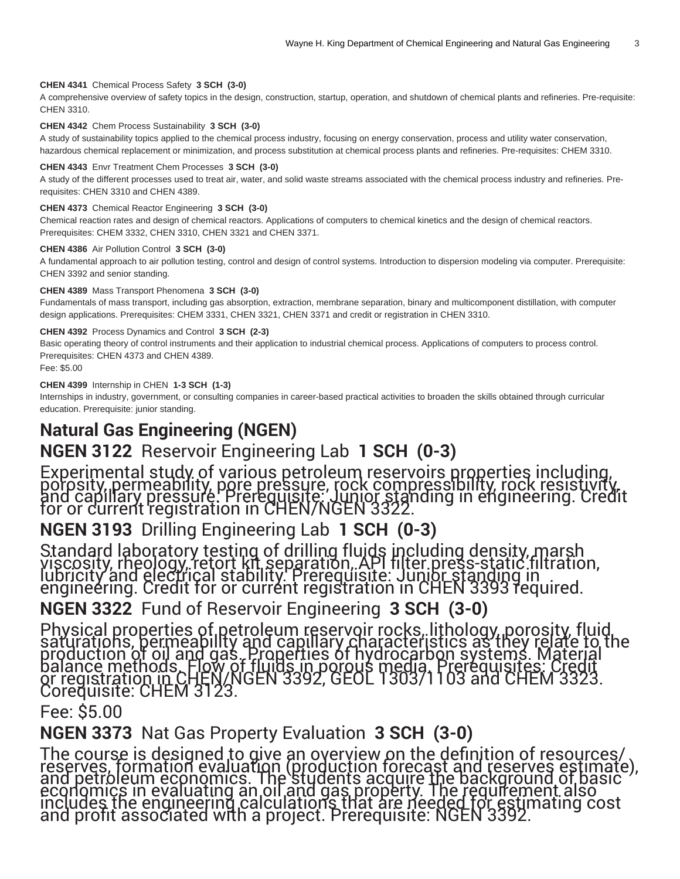**CHEN 4341** Chemical Process Safety **3 SCH (3-0)**

A comprehensive overview of safety topics in the design, construction, startup, operation, and shutdown of chemical plants and refineries. Pre-requisite: CHEN 3310.

**CHEN 4342** Chem Process Sustainability **3 SCH (3-0)**

A study of sustainability topics applied to the chemical process industry, focusing on energy conservation, process and utility water conservation, hazardous chemical replacement or minimization, and process substitution at chemical process plants and refineries. Pre-requisites: CHEM 3310.

**CHEN 4343** Envr Treatment Chem Processes **3 SCH (3-0)**

A study of the different processes used to treat air, water, and solid waste streams associated with the chemical process industry and refineries. Pre-requisites: CHEN 3310 and CHEN 4389.

**CHEN 4373** Chemical Reactor Engineering **3 SCH (3-0)**

Chemical reaction rates and design of chemical reactors. Applications of computers to chemical kinetics and the design of chemical reactors. Prerequisites: CHEM 3332, CHEN 3310, CHEN 3321 and CHEN 3371.

**CHEN 4386** Air Pollution Control **3 SCH (3-0)**

A fundamental approach to air pollution testing, control and design of control systems. Introduction to dispersion modeling via computer. Prerequisite: CHEN 3392 and senior standing.

**CHEN 4389** Mass Transport Phenomena **3 SCH (3-0)**

Fundamentals of mass transport, including gas absorption, extraction, membrane separation, binary and multicomponent distillation, with computer design applications. Prerequisites: CHEM 3331, CHEN 3321, CHEN 3371 and credit or registration in CHEN 3310.

**CHEN 4392** Process Dynamics and Control **3 SCH (2-3)**

Basic operating theory of control instruments and their application to industrial chemical process. Applications of computers to process control. Prerequisites: CHEN 4373 and CHEN 4389.

Fee: $5.00

**CHEN 4399** Internship in CHEN **1-3 SCH (1-3)**

Internships in industry, government, or consulting companies in career-based practical activities to broaden the skills obtained through curricular education. Prerequisite: junior standing.

## Natural Gas Engineering (NGEN)

### **NGEN 3122** Reservoir Engineering Lab **1 SCH (0-3)**

Experimental study of various petroleum reservoirs properties including, porosity, permeability, pore pressure, rock compressibility, rock resistivity, and capillary pressure. Prerequisite: Junior standing in engineering. Credit for or current registration in CHEN/NGEN 3322.

### **NGEN 3193** Drilling Engineering Lab **1 SCH (0-3)**

Standard laboratory testing of drilling fluids including density, marsh viscosity, rheology, retort kit separation, API filter press-static filtration, lubricity and electrical stability. Prerequisite: Junior standing in engineering. Credit for or current registration in CHEN 3393 required.

### **NGEN 3322** Fund of Reservoir Engineering **3 SCH (3-0)**

Physical properties of petroleum reservoir rocks, lithology, porosity, fluid saturations, permeability and capillary characteristics as they relate to the production of oil and gas. Properties of hydrocarbon systems. Material balance methods. Flow of fluids in porous media. Prerequisites: Credit or registration in CHEN/NGEN 3392, GEOL 1303/1103 and CHEM 3323. Corequisite: CHEM 3123.

Fee: $5.00

### **NGEN 3373** Nat Gas Property Evaluation **3 SCH (3-0)**

The course is designed to give an overview on the definition of resources/reserves, formation evaluation (production forecast and reserves estimate), and petroleum economics. The students acquire the background of basic economics in evaluating an oil and gas property. The requirement also includes the engineering calculations that are needed for estimating cost and profit associated with a project. Prerequisite: NGEN 3392.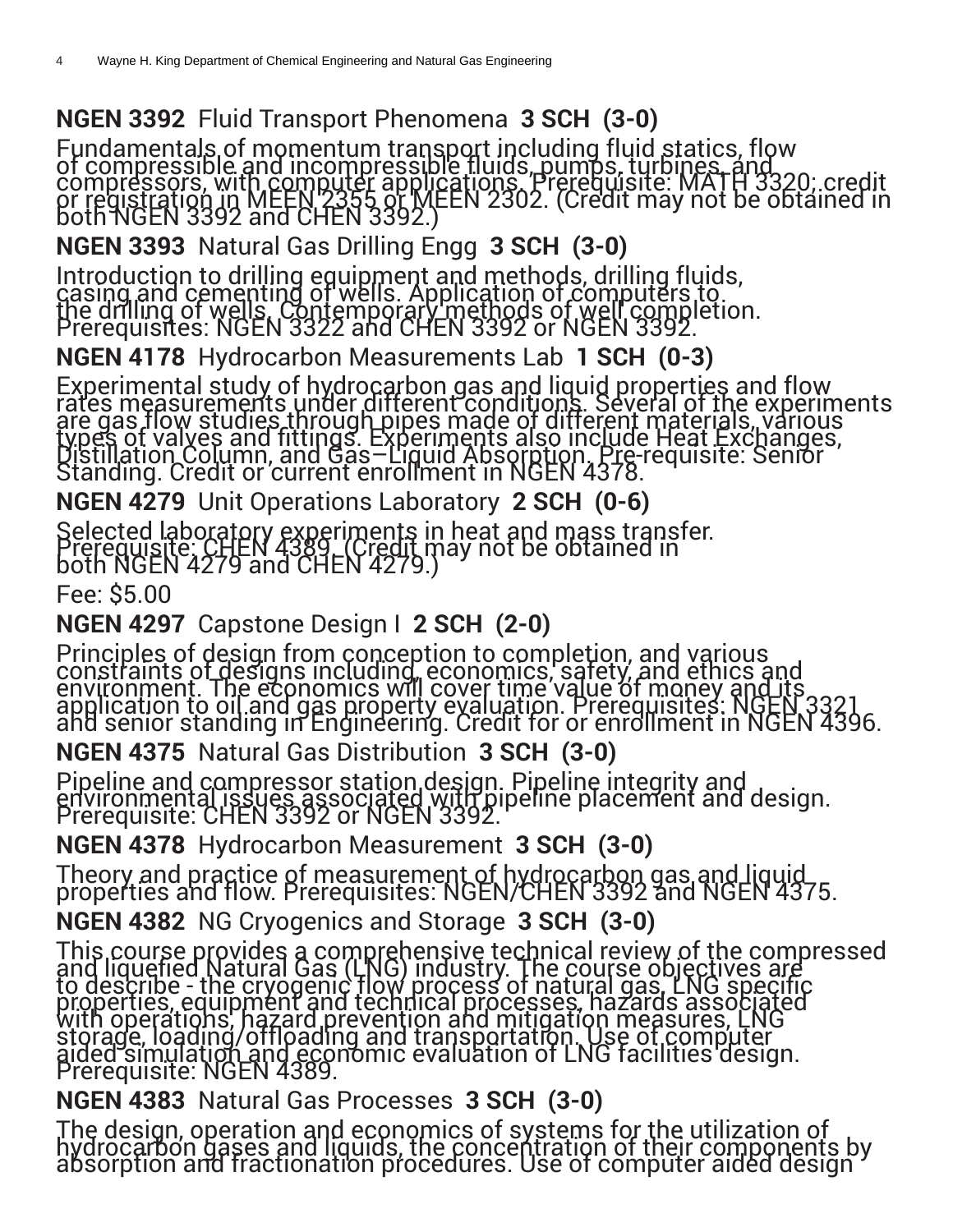**NGEN 3392** Fluid Transport Phenomena **3 SCH (3-0)**

Fundamentals of momentum transport including fluid statics, flow of compressible and incompressible fluids, pumps, turbines, and compressors, with computer applications. Prerequisite: MATH 3320; credit or registration in MEEN 2355 or MEEN 2302. (Credit may not be obtained in both NGEN 3392 and CHEN 3392.)

**NGEN 3393** Natural Gas Drilling Engg **3 SCH (3-0)**

Introduction to drilling equipment and methods, drilling fluids, casing and cementing of wells. Application of computers to the drilling of wells. Contemporary methods of well completion. Prerequisites: NGEN 3322 and CHEN 3392 or NGEN 3392.

**NGEN 4178** Hydrocarbon Measurements Lab **1 SCH (0-3)**

Experimental study of hydrocarbon gas and liquid properties and flow rates measurements under different conditions. Several of the experiments are gas flow studies through pipes made of different materials, various types of valves and fittings. Experiments also include Heat Exchanges, Distillation Column, and Gas–Liquid Absorption. Pre-requisite: Senior Standing. Credit or current enrollment in NGEN 4378.

**NGEN 4279** Unit Operations Laboratory **2 SCH (0-6)**

Selected laboratory experiments in heat and mass transfer. Prerequisite: CHEN 4389. (Credit may not be obtained in both NGEN 4279 and CHEN 4279.)

Fee: $5.00

**NGEN 4297** Capstone Design I **2 SCH (2-0)**

Principles of design from conception to completion, and various constraints of designs including, economics, safety, and ethics and environment. The economics will cover time value of money and its application to oil and gas property evaluation. Prerequisites: NGEN 3321 and senior standing in Engineering. Credit for or enrollment in NGEN 4396.

**NGEN 4375** Natural Gas Distribution **3 SCH (3-0)**

Pipeline and compressor station design. Pipeline integrity and environmental issues associated with pipeline placement and design. Prerequisite: CHEN 3392 or NGEN 3392.

**NGEN 4378** Hydrocarbon Measurement **3 SCH (3-0)**

Theory and practice of measurement of hydrocarbon gas and liquid properties and flow. Prerequisites: NGEN/CHEN 3392 and NGEN 4375.

**NGEN 4382** NG Cryogenics and Storage **3 SCH (3-0)**

This course provides a comprehensive technical review of the compressed and liquefied Natural Gas (LNG) industry. The course objectives are to describe - the cryogenic flow process of natural gas, LNG specific properties, equipment and technical processes, hazards associated with operations, hazard prevention and mitigation measures, LNG storage, loading/offloading and transportation. Use of computer aided simulation and economic evaluation of LNG facilities design. Prerequisite: NGEN 4389.

**NGEN 4383** Natural Gas Processes **3 SCH (3-0)**

The design, operation and economics of systems for the utilization of hydrocarbon gases and liquids, the concentration of their components by absorption and fractionation procedures. Use of computer aided design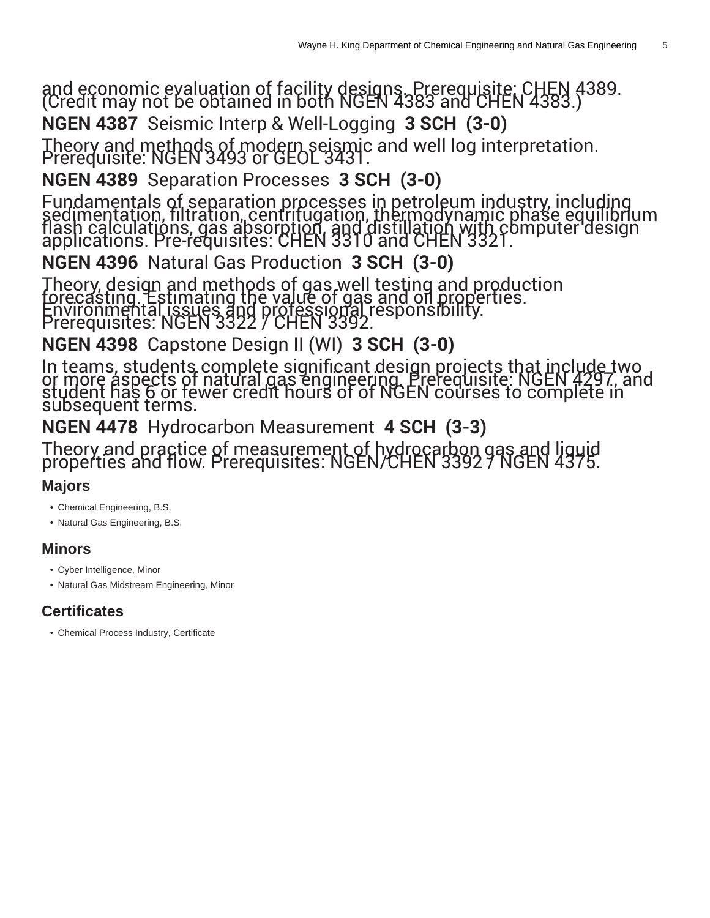and economic evaluation of facility designs. Prerequisite: CHEN 4389. (Credit may not be obtained in both NGEN 4383 and CHEN 4383.)

**NGEN 4387** Seismic Interp & Well-Logging **3 SCH (3-0)**

Theory and methods of modern seismic and well log interpretation. Prerequisite: NGEN 3493 or GEOL 3431.

**NGEN 4389** Separation Processes **3 SCH (3-0)**

Fundamentals of separation processes in petroleum industry, including sedimentation, filtration, centrifugation, thermodynamic phase equilibrium flash calculations, gas absorption, and distillation with computer design applications. Pre-requisites: CHEN 3310 and CHEN 3321.

**NGEN 4396** Natural Gas Production **3 SCH (3-0)**

Theory, design and methods of gas well testing and production forecasting. Estimating the value of gas and oil properties. Environmental issues and professional responsibility. Prerequisites: NGEN 3322 / CHEN 3392.

**NGEN 4398** Capstone Design II (WI) **3 SCH (3-0)**

In teams, students complete significant design projects that include two or more aspects of natural gas engineering. Prerequisite: NGEN 4297, and student has 6 or fewer credit hours of of NGEN courses to complete in subsequent terms.

**NGEN 4478** Hydrocarbon Measurement **4 SCH (3-3)**

Theory and practice of measurement of hydrocarbon gas and liquid properties and flow. Prerequisites: NGEN/CHEN 3392 / NGEN 4375.

## Majors

- Chemical Engineering, B.S.
- Natural Gas Engineering, B.S.

## Minors

- Cyber Intelligence, Minor
- Natural Gas Midstream Engineering, Minor

## Certificates

- Chemical Process Industry, Certificate